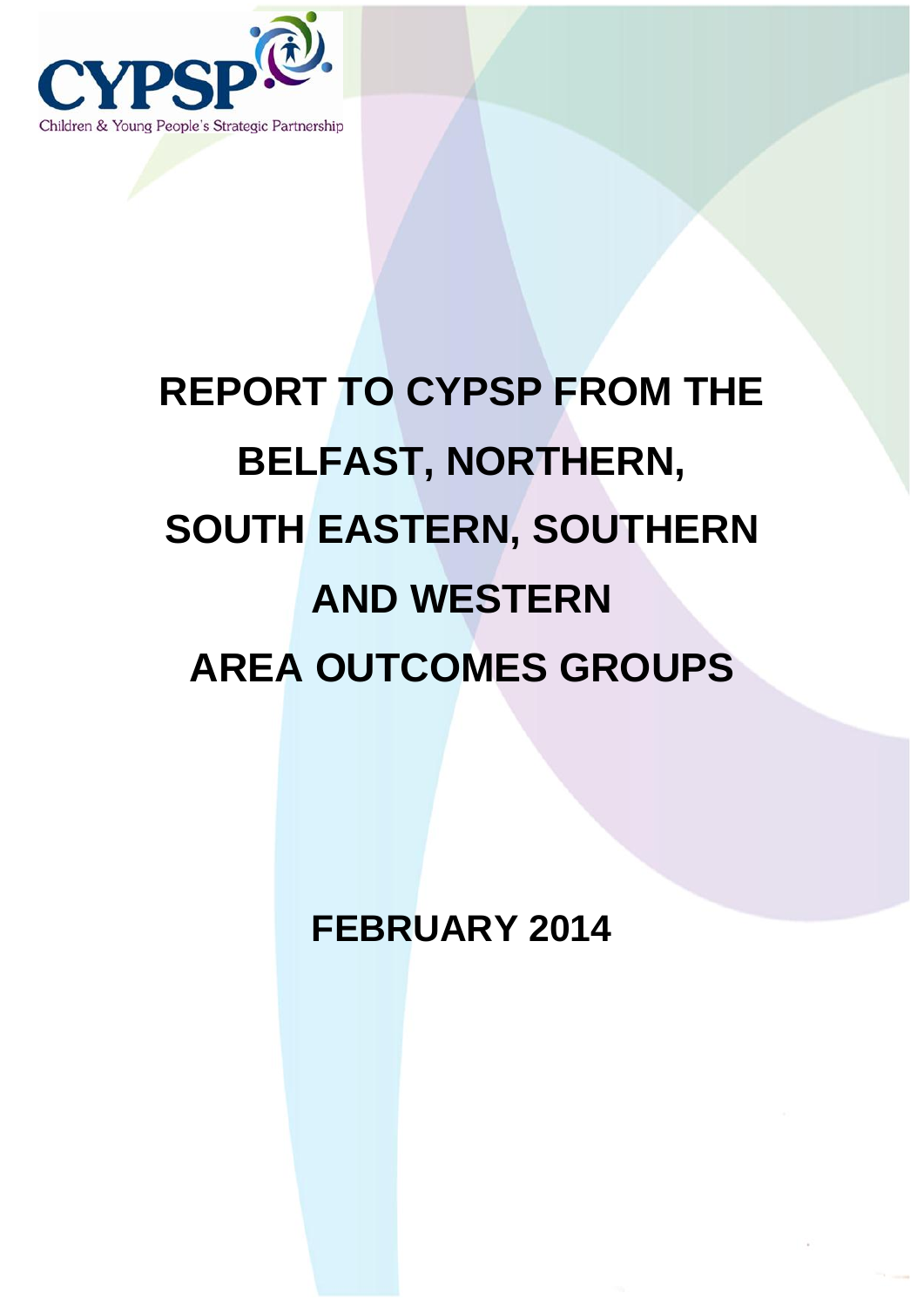CYPSP

Children & Young People's Strategic Partnership

# REPORT TO CYPSP FROM THE BELFAST, NORTHERN, SOUTH EASTERN, SOUTHERN AND WESTERN AREA OUTCOMES GROUPS

## FEBRUARY 2014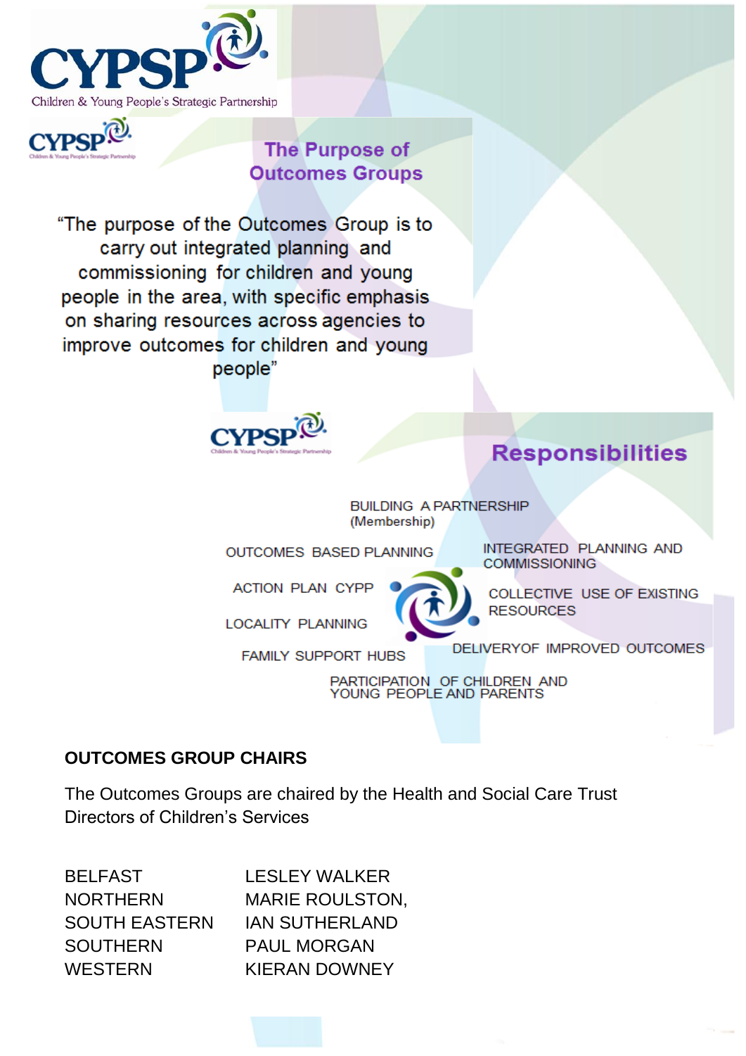CYPSP

Children & Young People's Strategic Partnership

## The Purpose of Outcomes Groups

"The purpose of the Outcomes Group is to carry out integrated planning and commissioning for children and young people in the area, with specific emphasis on sharing resources across agencies to improve outcomes for children and young people"

## Responsibilities

- BUILDING A PARTNERSHIP (Membership)
- INTEGRATED PLANNING AND COMMISSIONING
- COLLECTIVE USE OF EXISTING RESOURCES
- DELIVERYOF IMPROVED OUTCOMES
- PARTICIPATION OF CHILDREN AND YOUNG PEOPLE AND PARENTS
- FAMILY SUPPORT HUBS
- LOCALITY PLANNING
- ACTION PLAN CYPP
- OUTCOMES BASED PLANNING

**OUTCOMES GROUP CHAIRS**

The Outcomes Groups are chaired by the Health and Social Care Trust Directors of Children's Services

| | |
|---|---|
| BELFAST | LESLEY WALKER |
| NORTHERN | MARIE ROULSTON, |
| SOUTH EASTERN | IAN SUTHERLAND |
| SOUTHERN | PAUL MORGAN |
| WESTERN | KIERAN DOWNEY |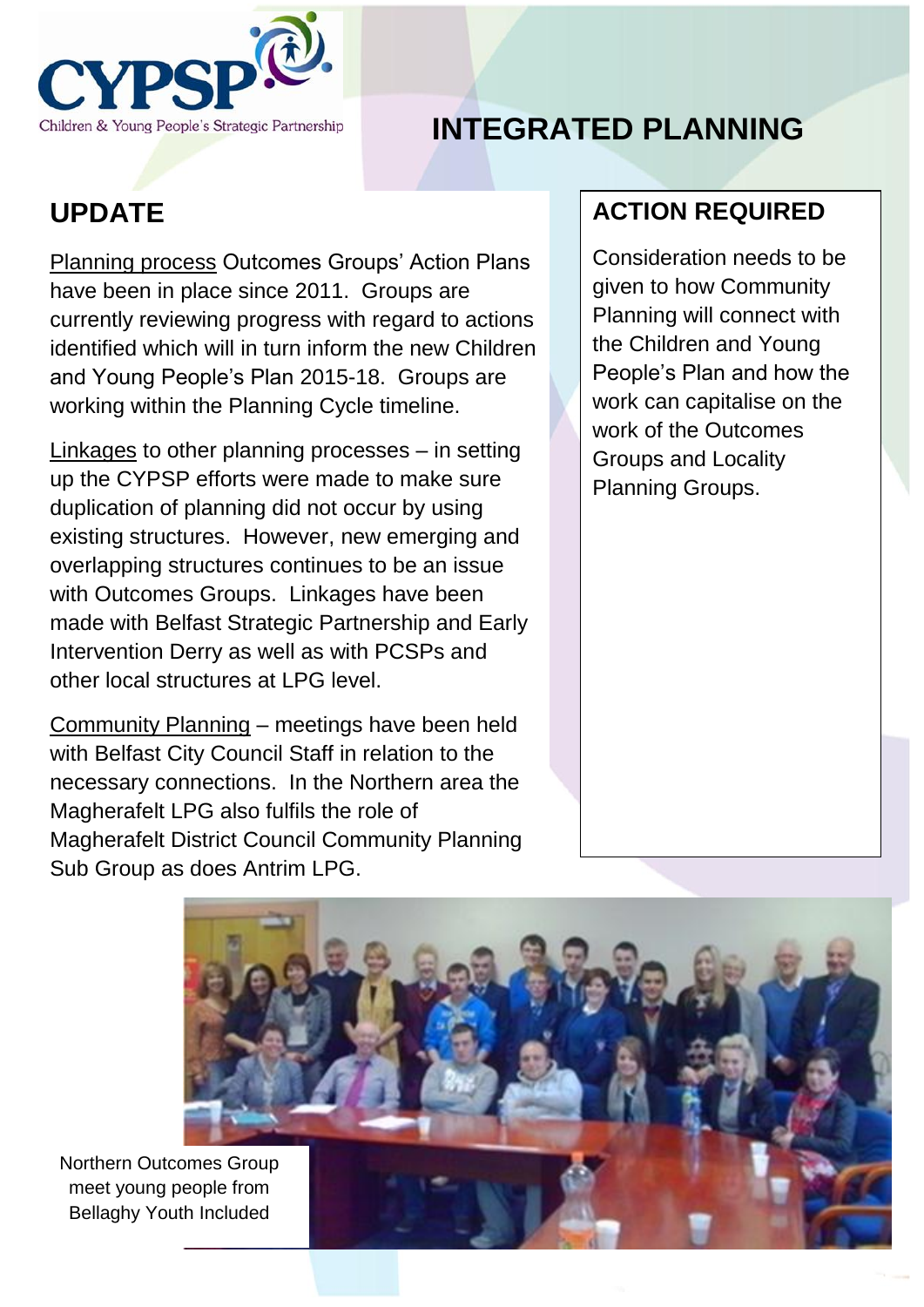CYPSP

Children & Young People's Strategic Partnership

# INTEGRATED PLANNING

## UPDATE

Planning process Outcomes Groups' Action Plans have been in place since 2011. Groups are currently reviewing progress with regard to actions identified which will in turn inform the new Children and Young People's Plan 2015-18. Groups are working within the Planning Cycle timeline.

Linkages to other planning processes – in setting up the CYPSP efforts were made to make sure duplication of planning did not occur by using existing structures. However, new emerging and overlapping structures continues to be an issue with Outcomes Groups. Linkages have been made with Belfast Strategic Partnership and Early Intervention Derry as well as with PCSPs and other local structures at LPG level.

Community Planning – meetings have been held with Belfast City Council Staff in relation to the necessary connections. In the Northern area the Magherafelt LPG also fulfils the role of Magherafelt District Council Community Planning Sub Group as does Antrim LPG.

## ACTION REQUIRED

Consideration needs to be given to how Community Planning will connect with the Children and Young People's Plan and how the work can capitalise on the work of the Outcomes Groups and Locality Planning Groups.

Northern Outcomes Group meet young people from Bellaghy Youth Included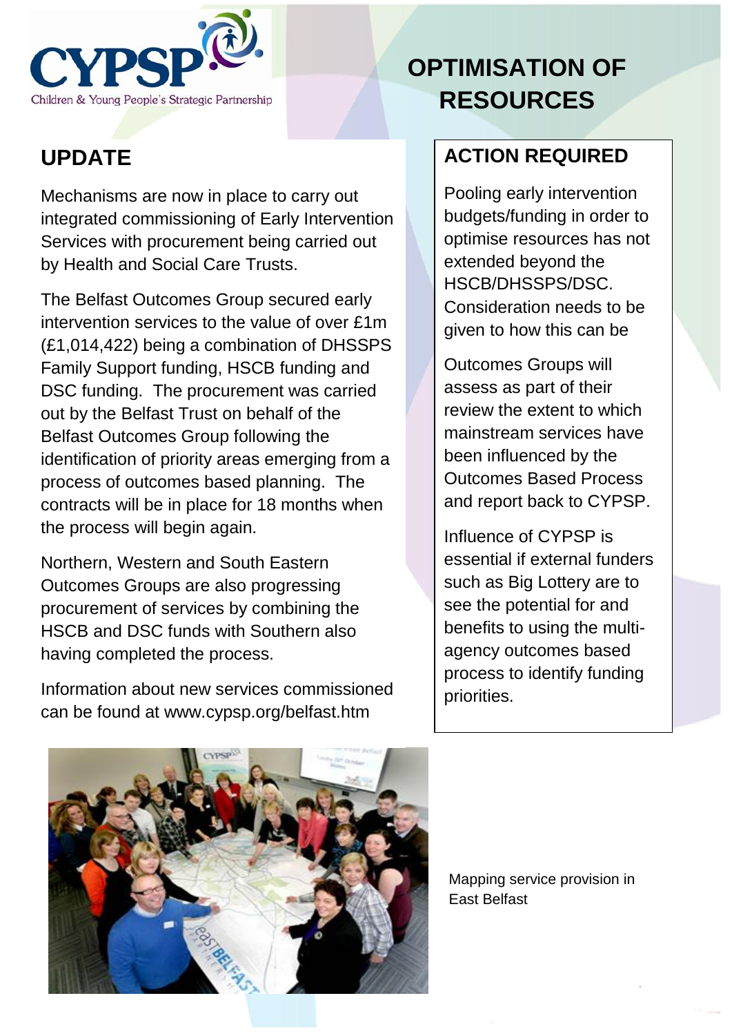CYPSP

Children & Young People's Strategic Partnership

# OPTIMISATION OF RESOURCES

## UPDATE

Mechanisms are now in place to carry out integrated commissioning of Early Intervention Services with procurement being carried out by Health and Social Care Trusts.

The Belfast Outcomes Group secured early intervention services to the value of over £1m (£1,014,422) being a combination of DHSSPS Family Support funding, HSCB funding and DSC funding. The procurement was carried out by the Belfast Trust on behalf of the Belfast Outcomes Group following the identification of priority areas emerging from a process of outcomes based planning. The contracts will be in place for 18 months when the process will begin again.

Northern, Western and South Eastern Outcomes Groups are also progressing procurement of services by combining the HSCB and DSC funds with Southern also having completed the process.

Information about new services commissioned can be found at www.cypsp.org/belfast.htm

## ACTION REQUIRED

Pooling early intervention budgets/funding in order to optimise resources has not extended beyond the HSCB/DHSSPS/DSC. Consideration needs to be given to how this can be

Outcomes Groups will assess as part of their review the extent to which mainstream services have been influenced by the Outcomes Based Process and report back to CYPSP.

Influence of CYPSP is essential if external funders such as Big Lottery are to see the potential for and benefits to using the multi-agency outcomes based process to identify funding priorities.

Mapping service provision in East Belfast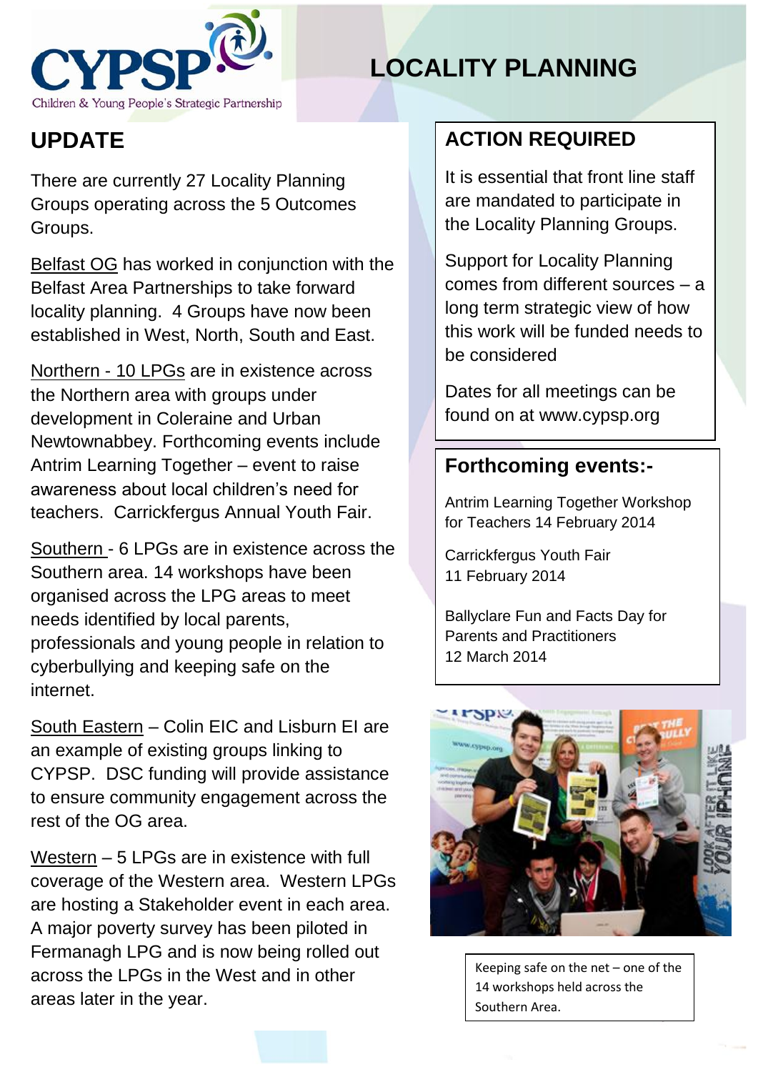CYPSP

Children & Young People's Strategic Partnership

# LOCALITY PLANNING

## UPDATE

There are currently 27 Locality Planning Groups operating across the 5 Outcomes Groups.

Belfast OG has worked in conjunction with the Belfast Area Partnerships to take forward locality planning. 4 Groups have now been established in West, North, South and East.

Northern - 10 LPGs are in existence across the Northern area with groups under development in Coleraine and Urban Newtownabbey. Forthcoming events include Antrim Learning Together – event to raise awareness about local children's need for teachers. Carrickfergus Annual Youth Fair.

Southern - 6 LPGs are in existence across the Southern area. 14 workshops have been organised across the LPG areas to meet needs identified by local parents, professionals and young people in relation to cyberbullying and keeping safe on the internet.

South Eastern – Colin EIC and Lisburn EI are an example of existing groups linking to CYPSP. DSC funding will provide assistance to ensure community engagement across the rest of the OG area.

Western – 5 LPGs are in existence with full coverage of the Western area. Western LPGs are hosting a Stakeholder event in each area. A major poverty survey has been piloted in Fermanagh LPG and is now being rolled out across the LPGs in the West and in other areas later in the year.

## ACTION REQUIRED

It is essential that front line staff are mandated to participate in the Locality Planning Groups.

Support for Locality Planning comes from different sources – a long term strategic view of how this work will be funded needs to be considered

Dates for all meetings can be found on at www.cypsp.org

## Forthcoming events:-

Antrim Learning Together Workshop for Teachers 14 February 2014

Carrickfergus Youth Fair
11 February 2014

Ballyclare Fun and Facts Day for Parents and Practitioners
12 March 2014

Keeping safe on the net – one of the 14 workshops held across the Southern Area.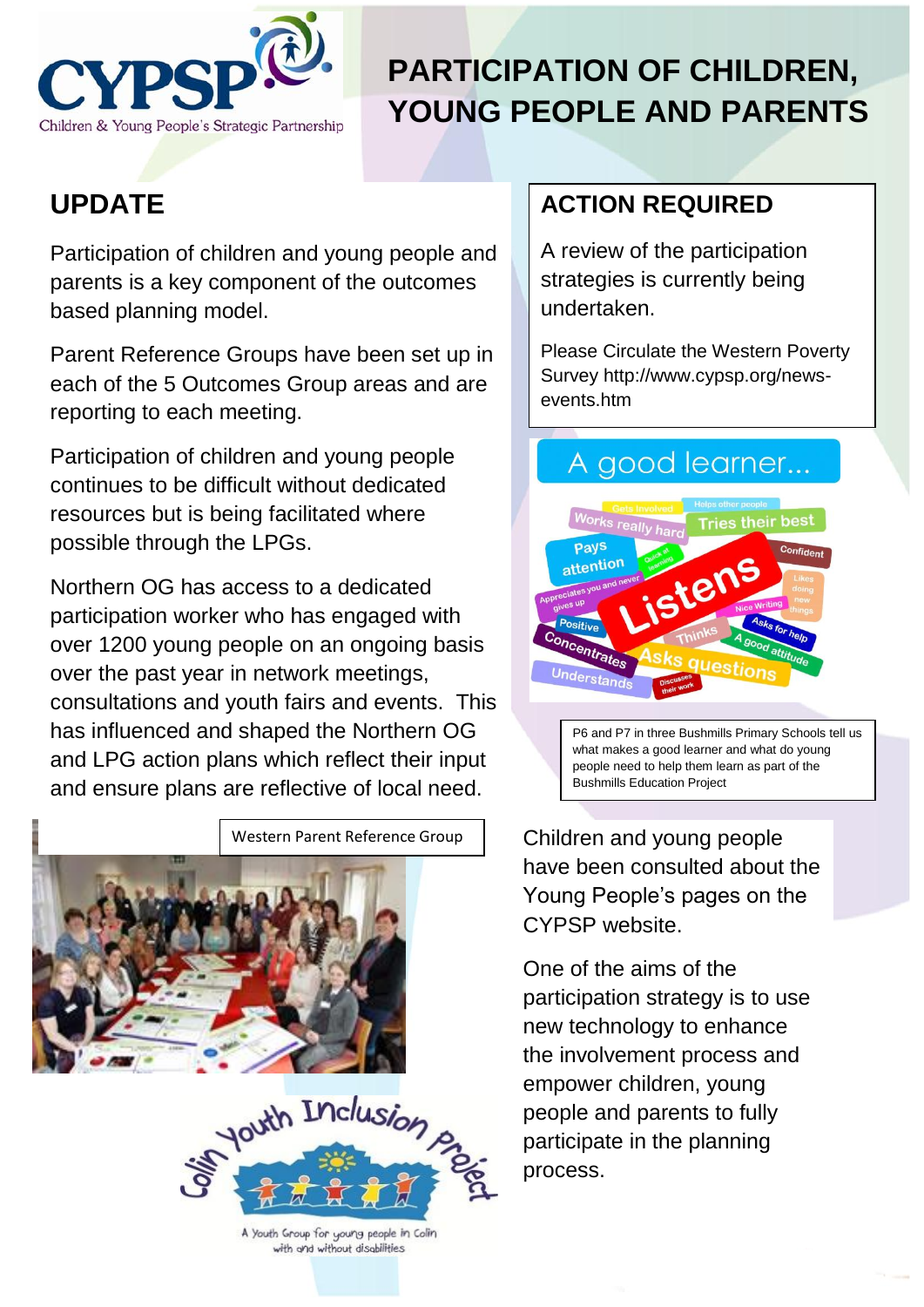# PARTICIPATION OF CHILDREN, YOUNG PEOPLE AND PARENTS

## UPDATE

Participation of children and young people and parents is a key component of the outcomes based planning model.

Parent Reference Groups have been set up in each of the 5 Outcomes Group areas and are reporting to each meeting.

Participation of children and young people continues to be difficult without dedicated resources but is being facilitated where possible through the LPGs.

Northern OG has access to a dedicated participation worker who has engaged with over 1200 young people on an ongoing basis over the past year in network meetings, consultations and youth fairs and events. This has influenced and shaped the Northern OG and LPG action plans which reflect their input and ensure plans are reflective of local need.

Western Parent Reference Group

## ACTION REQUIRED

A review of the participation strategies is currently being undertaken.

Please Circulate the Western Poverty Survey http://www.cypsp.org/news-events.htm

P6 and P7 in three Bushmills Primary Schools tell us what makes a good learner and what do young people need to help them learn as part of the Bushmills Education Project

Children and young people have been consulted about the Young People's pages on the CYPSP website.

One of the aims of the participation strategy is to use new technology to enhance the involvement process and empower children, young people and parents to fully participate in the planning process.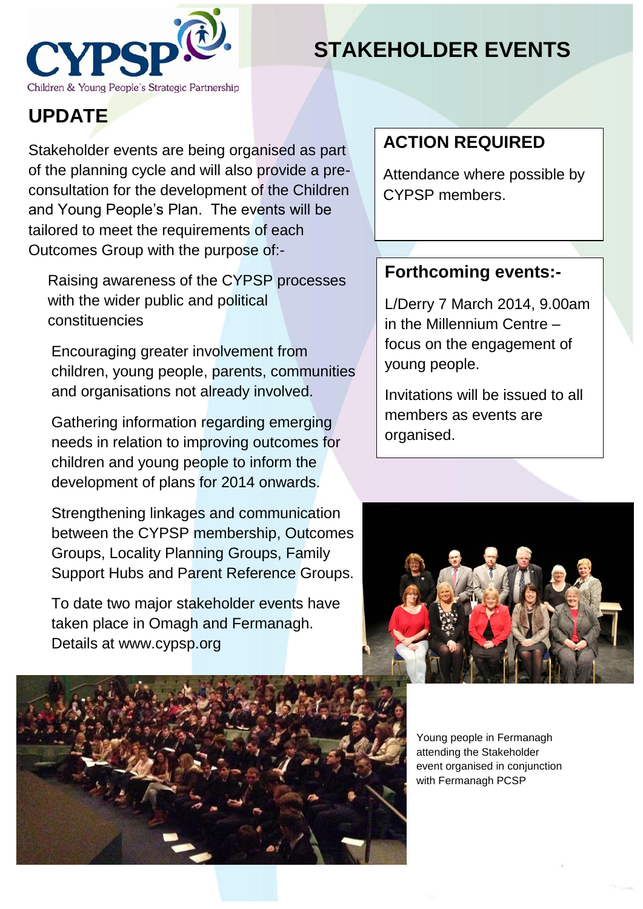CYPSP

Children & Young People's Strategic Partnership

# STAKEHOLDER EVENTS

## UPDATE

Stakeholder events are being organised as part of the planning cycle and will also provide a pre-consultation for the development of the Children and Young People's Plan. The events will be tailored to meet the requirements of each Outcomes Group with the purpose of:-

Raising awareness of the CYPSP processes with the wider public and political constituencies

Encouraging greater involvement from children, young people, parents, communities and organisations not already involved.

Gathering information regarding emerging needs in relation to improving outcomes for children and young people to inform the development of plans for 2014 onwards.

Strengthening linkages and communication between the CYPSP membership, Outcomes Groups, Locality Planning Groups, Family Support Hubs and Parent Reference Groups.

To date two major stakeholder events have taken place in Omagh and Fermanagh. Details at www.cypsp.org

## ACTION REQUIRED

Attendance where possible by CYPSP members.

## Forthcoming events:-

L/Derry 7 March 2014, 9.00am in the Millennium Centre – focus on the engagement of young people.

Invitations will be issued to all members as events are organised.

Young people in Fermanagh attending the Stakeholder event organised in conjunction with Fermanagh PCSP